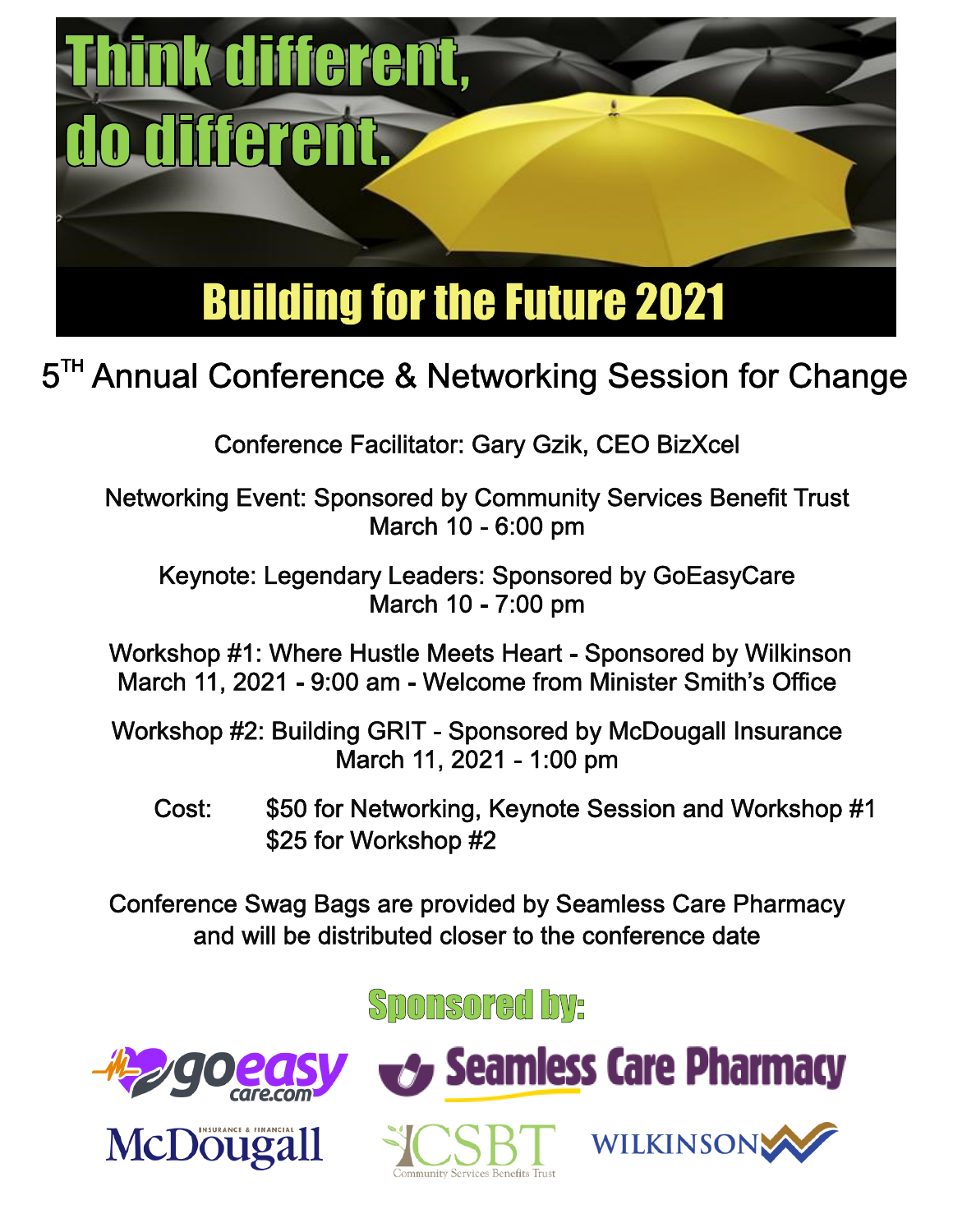# Think different, do different.

## Building for the Future 2021

### 5TH Annual Conference & Networking Session for Change

Conference Facilitator: Gary Gzik, CEO BizXcel

Networking Event: Sponsored by Community Services Benefit Trust
March 10 - 6:00 pm

Keynote: Legendary Leaders: Sponsored by GoEasyCare
March 10 - 7:00 pm

Workshop #1: Where Hustle Meets Heart - Sponsored by Wilkinson
March 11, 2021 - 9:00 am - Welcome from Minister Smith's Office

Workshop #2: Building GRIT - Sponsored by McDougall Insurance
March 11, 2021 - 1:00 pm

Cost: $50 for Networking, Keynote Session and Workshop #1
$25 for Workshop #2

Conference Swag Bags are provided by Seamless Care Pharmacy and will be distributed closer to the conference date

**Sponsored by:**

goeasy care.com

Seamless Care Pharmacy

McDougall Insurance & Financial

CSBT Community Services Benefits Trust

WILKINSON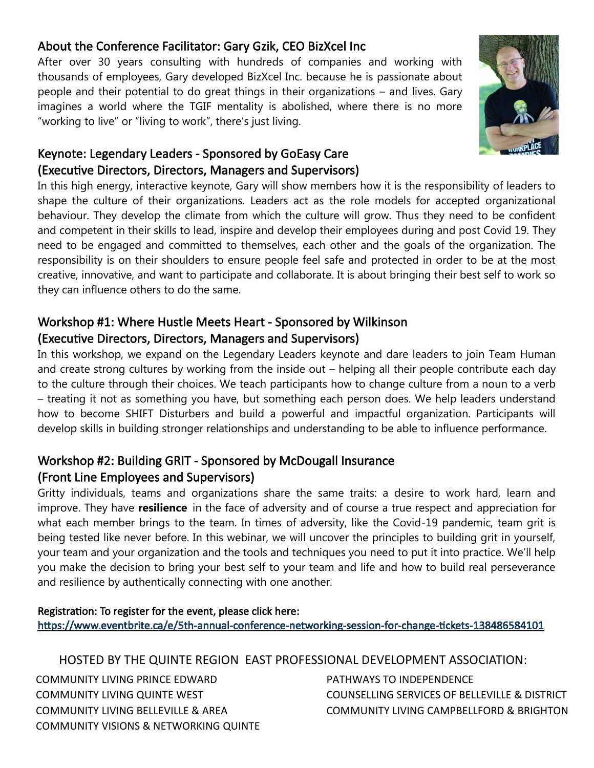## About the Conference Facilitator: Gary Gzik, CEO BizXcel Inc

After over 30 years consulting with hundreds of companies and working with thousands of employees, Gary developed BizXcel Inc. because he is passionate about people and their potential to do great things in their organizations – and lives. Gary imagines a world where the TGIF mentality is abolished, where there is no more "working to live" or "living to work", there's just living.

## Keynote: Legendary Leaders - Sponsored by GoEasy Care
## (Executive Directors, Directors, Managers and Supervisors)

In this high energy, interactive keynote, Gary will show members how it is the responsibility of leaders to shape the culture of their organizations. Leaders act as the role models for accepted organizational behaviour. They develop the climate from which the culture will grow. Thus they need to be confident and competent in their skills to lead, inspire and develop their employees during and post Covid 19. They need to be engaged and committed to themselves, each other and the goals of the organization. The responsibility is on their shoulders to ensure people feel safe and protected in order to be at the most creative, innovative, and want to participate and collaborate. It is about bringing their best self to work so they can influence others to do the same.

## Workshop #1: Where Hustle Meets Heart - Sponsored by Wilkinson
## (Executive Directors, Directors, Managers and Supervisors)

In this workshop, we expand on the Legendary Leaders keynote and dare leaders to join Team Human and create strong cultures by working from the inside out – helping all their people contribute each day to the culture through their choices. We teach participants how to change culture from a noun to a verb – treating it not as something you have, but something each person does. We help leaders understand how to become SHIFT Disturbers and build a powerful and impactful organization. Participants will develop skills in building stronger relationships and understanding to be able to influence performance.

## Workshop #2: Building GRIT - Sponsored by McDougall Insurance
## (Front Line Employees and Supervisors)

Gritty individuals, teams and organizations share the same traits: a desire to work hard, learn and improve. They have **resilience** in the face of adversity and of course a true respect and appreciation for what each member brings to the team. In times of adversity, like the Covid-19 pandemic, team grit is being tested like never before. In this webinar, we will uncover the principles to building grit in yourself, your team and your organization and the tools and techniques you need to put it into practice. We'll help you make the decision to bring your best self to your team and life and how to build real perseverance and resilience by authentically connecting with one another.

**Registration: To register for the event, please click here:**
https://www.eventbrite.ca/e/5th-annual-conference-networking-session-for-change-tickets-138486584101

HOSTED BY THE QUINTE REGION EAST PROFESSIONAL DEVELOPMENT ASSOCIATION:

COMMUNITY LIVING PRINCE EDWARD
COMMUNITY LIVING QUINTE WEST
COMMUNITY LIVING BELLEVILLE & AREA
COMMUNITY VISIONS & NETWORKING QUINTE
PATHWAYS TO INDEPENDENCE
COUNSELLING SERVICES OF BELLEVILLE & DISTRICT
COMMUNITY LIVING CAMPBELLFORD & BRIGHTON